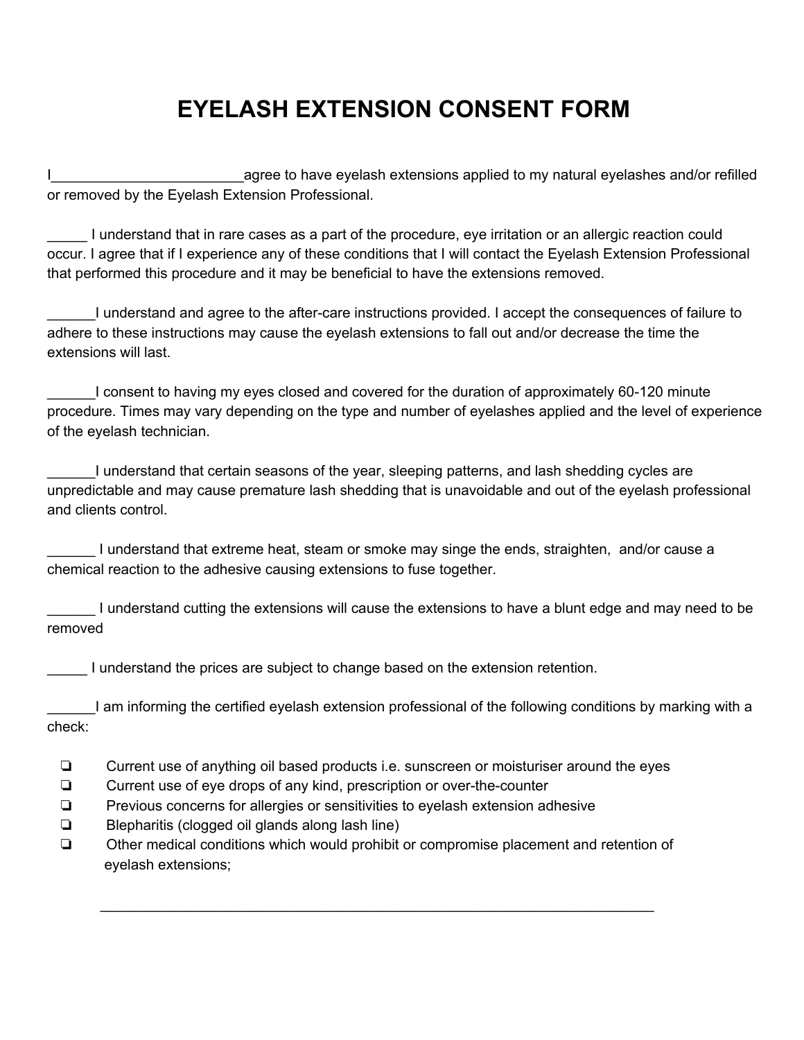# EYELASH EXTENSION CONSENT FORM

I________________________agree to have eyelash extensions applied to my natural eyelashes and/or refilled or removed by the Eyelash Extension Professional.

_____ I understand that in rare cases as a part of the procedure, eye irritation or an allergic reaction could occur. I agree that if I experience any of these conditions that I will contact the Eyelash Extension Professional that performed this procedure and it may be beneficial to have the extensions removed.

______I understand and agree to the after-care instructions provided. I accept the consequences of failure to adhere to these instructions may cause the eyelash extensions to fall out and/or decrease the time the extensions will last.

______I consent to having my eyes closed and covered for the duration of approximately 60-120 minute procedure. Times may vary depending on the type and number of eyelashes applied and the level of experience of the eyelash technician.

______I understand that certain seasons of the year, sleeping patterns, and lash shedding cycles are unpredictable and may cause premature lash shedding that is unavoidable and out of the eyelash professional and clients control.

______ I understand that extreme heat, steam or smoke may singe the ends, straighten, and/or cause a chemical reaction to the adhesive causing extensions to fuse together.

______ I understand cutting the extensions will cause the extensions to have a blunt edge and may need to be removed

_____ I understand the prices are subject to change based on the extension retention.

______I am informing the certified eyelash extension professional of the following conditions by marking with a check:

- ❏ Current use of anything oil based products i.e. sunscreen or moisturiser around the eyes
- ❏ Current use of eye drops of any kind, prescription or over-the-counter
- ❏ Previous concerns for allergies or sensitivities to eyelash extension adhesive
- ❏ Blepharitis (clogged oil glands along lash line)
- ❏ Other medical conditions which would prohibit or compromise placement and retention of eyelash extensions;

______________________________________________________________________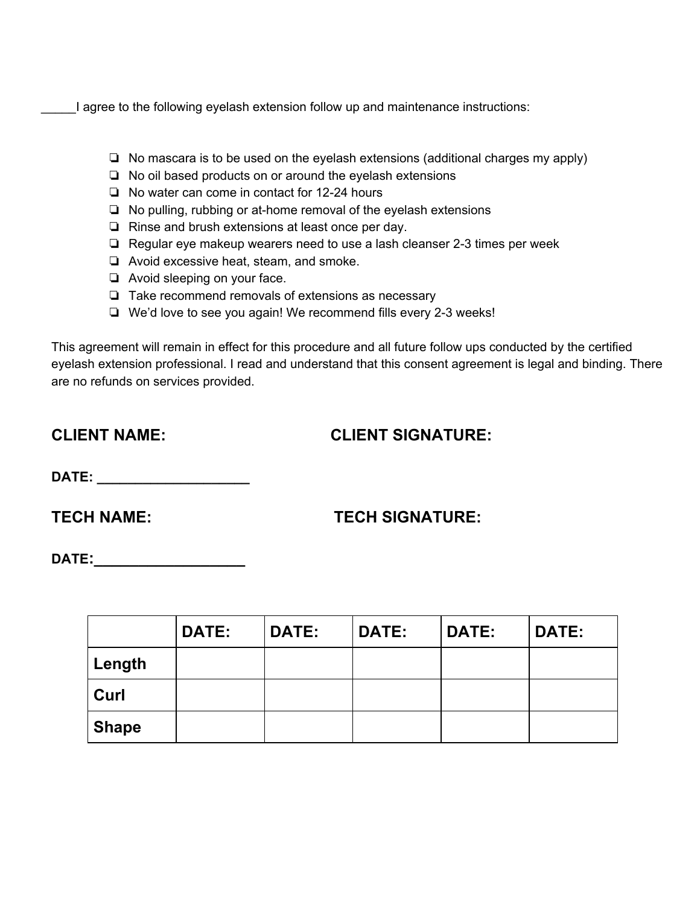_____I agree to the following eyelash extension follow up and maintenance instructions:

- ❏ No mascara is to be used on the eyelash extensions (additional charges my apply)
- ❏ No oil based products on or around the eyelash extensions
- ❏ No water can come in contact for 12-24 hours
- ❏ No pulling, rubbing or at-home removal of the eyelash extensions
- ❏ Rinse and brush extensions at least once per day.
- ❏ Regular eye makeup wearers need to use a lash cleanser 2-3 times per week
- ❏ Avoid excessive heat, steam, and smoke.
- ❏ Avoid sleeping on your face.
- ❏ Take recommend removals of extensions as necessary
- ❏ We'd love to see you again! We recommend fills every 2-3 weeks!

This agreement will remain in effect for this procedure and all future follow ups conducted by the certified eyelash extension professional. I read and understand that this consent agreement is legal and binding. There are no refunds on services provided.

**CLIENT NAME:** **CLIENT SIGNATURE:**

**DATE: ____________________**

**TECH NAME:** **TECH SIGNATURE:**

**DATE:___________________**

| | **DATE:** | **DATE:** | **DATE:** | **DATE:** | **DATE:** |
|---|---|---|---|---|---|
| **Length** | | | | | |
| **Curl** | | | | | |
| **Shape** | | | | | |